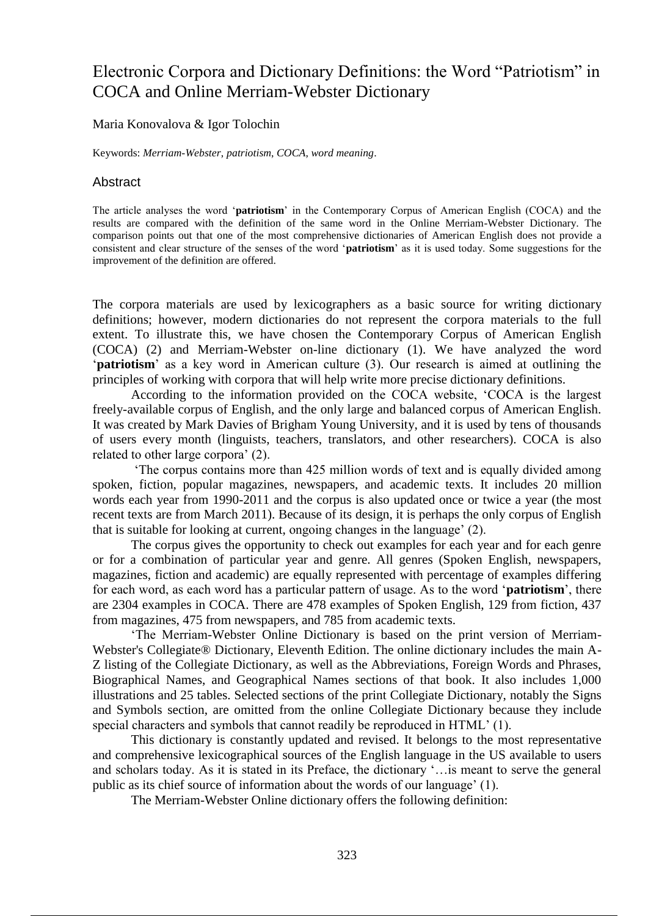# Electronic Corpora and Dictionary Definitions: the Word "Patriotism" in COCA and Online Merriam-Webster Dictionary

Maria Konovalova & Igor Tolochin

Keywords: *Merriam-Webster, patriotism, COCA, word meaning*.

## Abstract

The article analyses the word '**patriotism**' in the Contemporary Corpus of American English (COCA) and the results are compared with the definition of the same word in the Online Merriam-Webster Dictionary. The comparison points out that one of the most comprehensive dictionaries of American English does not provide a consistent and clear structure of the senses of the word '**patriotism**' as it is used today. Some suggestions for the improvement of the definition are offered.

The corpora materials are used by lexicographers as a basic source for writing dictionary definitions; however, modern dictionaries do not represent the corpora materials to the full extent. To illustrate this, we have chosen the Contemporary Corpus of American English (COCA) (2) and Merriam-Webster on-line dictionary (1). We have analyzed the word '**patriotism**' as a key word in American culture (3). Our research is aimed at outlining the principles of working with corpora that will help write more precise dictionary definitions.

According to the information provided on the COCA website, 'COCA is the largest freely-available corpus of English, and the only large and balanced corpus of American English. It was created by Mark Davies of Brigham Young University, and it is used by tens of thousands of users every month (linguists, teachers, translators, and other researchers). COCA is also related to other large corpora' (2).

'The corpus contains more than 425 million words of text and is equally divided among spoken, fiction, popular magazines, newspapers, and academic texts. It includes 20 million words each year from 1990-2011 and the corpus is also updated once or twice a year (the most recent texts are from March 2011). Because of its design, it is perhaps the only corpus of English that is suitable for looking at current, ongoing changes in the language' (2).

The corpus gives the opportunity to check out examples for each year and for each genre or for a combination of particular year and genre. All genres (Spoken English, newspapers, magazines, fiction and academic) are equally represented with percentage of examples differing for each word, as each word has a particular pattern of usage. As to the word '**patriotism**', there are 2304 examples in COCA. There are 478 examples of Spoken English, 129 from fiction, 437 from magazines, 475 from newspapers, and 785 from academic texts.

'The Merriam-Webster Online Dictionary is based on the print version of Merriam-Webster's Collegiate® Dictionary, Eleventh Edition. The online dictionary includes the main A-Z listing of the Collegiate Dictionary, as well as the Abbreviations, Foreign Words and Phrases, Biographical Names, and Geographical Names sections of that book. It also includes 1,000 illustrations and 25 tables. Selected sections of the print Collegiate Dictionary, notably the Signs and Symbols section, are omitted from the online Collegiate Dictionary because they include special characters and symbols that cannot readily be reproduced in HTML' (1).

This dictionary is constantly updated and revised. It belongs to the most representative and comprehensive lexicographical sources of the English language in the US available to users and scholars today. As it is stated in its Preface, the dictionary '…is meant to serve the general public as its chief source of information about the words of our language' (1).

The Merriam-Webster Online dictionary offers the following definition: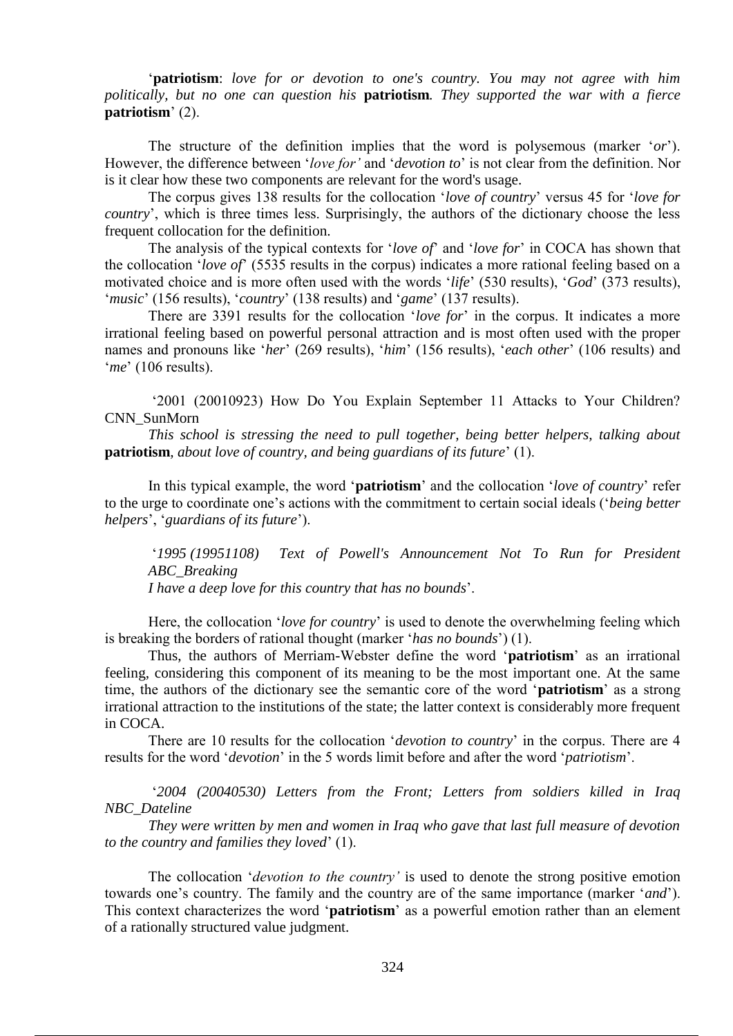'**patriotism**: *love for or devotion to one's country. You may not agree with him politically, but no one can question his* **patriotism***. They supported the war with a fierce* **patriotism**' (2).

The structure of the definition implies that the word is polysemous (marker '*or*'). However, the difference between '*love for'* and '*devotion to*' is not clear from the definition. Nor is it clear how these two components are relevant for the word's usage.

The corpus gives 138 results for the collocation '*love of country*' versus 45 for '*love for country*', which is three times less. Surprisingly, the authors of the dictionary choose the less frequent collocation for the definition.

The analysis of the typical contexts for '*love of*' and '*love for*' in COCA has shown that the collocation '*love of*' (5535 results in the corpus) indicates a more rational feeling based on a motivated choice and is more often used with the words '*life*' (530 results), '*God*' (373 results), '*music*' (156 results), '*country*' (138 results) and '*game*' (137 results).

There are 3391 results for the collocation '*love for*' in the corpus. It indicates a more irrational feeling based on powerful personal attraction and is most often used with the proper names and pronouns like '*her*' (269 results), '*him*' (156 results), '*each other*' (106 results) and '*me*' (106 results).

'2001 (20010923) How Do You Explain September 11 Attacks to Your Children? CNN_SunMorn

*This school is stressing the need to pull together, being better helpers, talking about* **patriotism***, about love of country, and being guardians of its future*' (1).

In this typical example, the word '**patriotism**' and the collocation '*love of country*' refer to the urge to coordinate one's actions with the commitment to certain social ideals ('*being better helpers*', '*guardians of its future*').

> '*1995 (19951108) Text of Powell's Announcement Not To Run for President ABC_Breaking*
> *I have a deep love for this country that has no bounds*'.

Here, the collocation '*love for country*' is used to denote the overwhelming feeling which is breaking the borders of rational thought (marker '*has no bounds*') (1).

Thus, the authors of Merriam-Webster define the word '**patriotism**' as an irrational feeling, considering this component of its meaning to be the most important one. At the same time, the authors of the dictionary see the semantic core of the word '**patriotism**' as a strong irrational attraction to the institutions of the state; the latter context is considerably more frequent in COCA.

There are 10 results for the collocation '*devotion to country*' in the corpus. There are 4 results for the word '*devotion*' in the 5 words limit before and after the word '*patriotism*'.

'*2004 (20040530) Letters from the Front; Letters from soldiers killed in Iraq NBC_Dateline*

*They were written by men and women in Iraq who gave that last full measure of devotion to the country and families they loved*' (1).

The collocation '*devotion to the country'* is used to denote the strong positive emotion towards one's country. The family and the country are of the same importance (marker '*and*'). This context characterizes the word '**patriotism**' as a powerful emotion rather than an element of a rationally structured value judgment.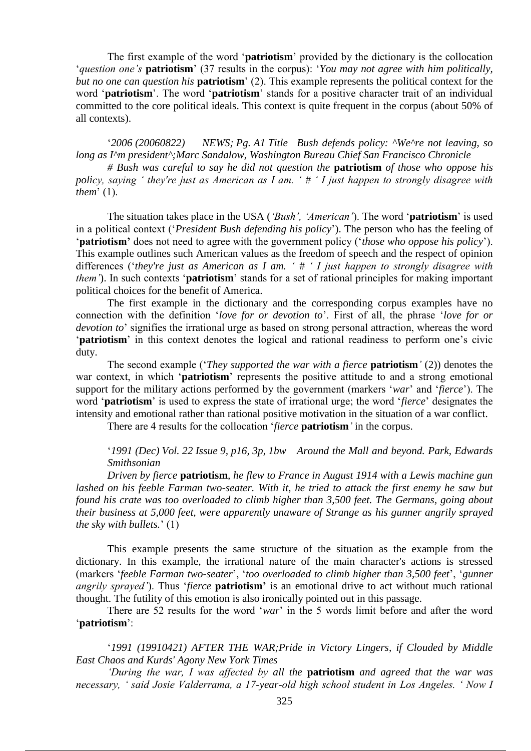The first example of the word '**patriotism**' provided by the dictionary is the collocation '*question one's* **patriotism**' (37 results in the corpus): '*You may not agree with him politically, but no one can question his* **patriotism**' (2). This example represents the political context for the word '**patriotism**'. The word '**patriotism**' stands for a positive character trait of an individual committed to the core political ideals. This context is quite frequent in the corpus (about 50% of all contexts).

'*2006 (20060822) NEWS; Pg. A1 Title Bush defends policy: ^We^re not leaving, so long as I^m president^;Marc Sandalow, Washington Bureau Chief San Francisco Chronicle*

*# Bush was careful to say he did not question the* **patriotism** *of those who oppose his policy, saying ' they're just as American as I am. ' # ' I just happen to strongly disagree with them*' (1).

The situation takes place in the USA (*'Bush', 'American'*). The word '**patriotism**' is used in a political context ('*President Bush defending his policy*'). The person who has the feeling of '**patriotism'** does not need to agree with the government policy ('*those who oppose his policy*'). This example outlines such American values as the freedom of speech and the respect of opinion differences ('*they're just as American as I am. ' # ' I just happen to strongly disagree with them'*). In such contexts '**patriotism**' stands for a set of rational principles for making important political choices for the benefit of America.

The first example in the dictionary and the corresponding corpus examples have no connection with the definition '*love for or devotion to*'. First of all, the phrase '*love for or devotion to*' signifies the irrational urge as based on strong personal attraction, whereas the word '**patriotism**' in this context denotes the logical and rational readiness to perform one's civic duty.

The second example ('*They supported the war with a fierce* **patriotism***'* (2)) denotes the war context, in which '**patriotism**' represents the positive attitude to and a strong emotional support for the military actions performed by the government (markers '*war*' and '*fierce*'). The word '**patriotism**' is used to express the state of irrational urge; the word '*fierce*' designates the intensity and emotional rather than rational positive motivation in the situation of a war conflict.

There are 4 results for the collocation '*fierce* **patriotism***'* in the corpus.

'*1991 (Dec) Vol. 22 Issue 9, p16, 3p, 1bw Around the Mall and beyond. Park, Edwards Smithsonian*

*Driven by fierce* **patriotism***, he flew to France in August 1914 with a Lewis machine gun lashed on his feeble Farman two-seater. With it, he tried to attack the first enemy he saw but found his crate was too overloaded to climb higher than 3,500 feet. The Germans, going about their business at 5,000 feet, were apparently unaware of Strange as his gunner angrily sprayed the sky with bullets.*' (1)

This example presents the same structure of the situation as the example from the dictionary. In this example, the irrational nature of the main character's actions is stressed (markers '*feeble Farman two-seater*', '*too overloaded to climb higher than 3,500 feet*', '*gunner angrily sprayed'*). Thus '*fierce* **patriotism'** is an emotional drive to act without much rational thought. The futility of this emotion is also ironically pointed out in this passage.

There are 52 results for the word '*war*' in the 5 words limit before and after the word '**patriotism**':

'*1991 (19910421) AFTER THE WAR;Pride in Victory Lingers, if Clouded by Middle East Chaos and Kurds' Agony New York Times*

*'During the war, I was affected by all the* **patriotism** *and agreed that the war was necessary, ' said Josie Valderrama, a 17-year-old high school student in Los Angeles. ' Now I*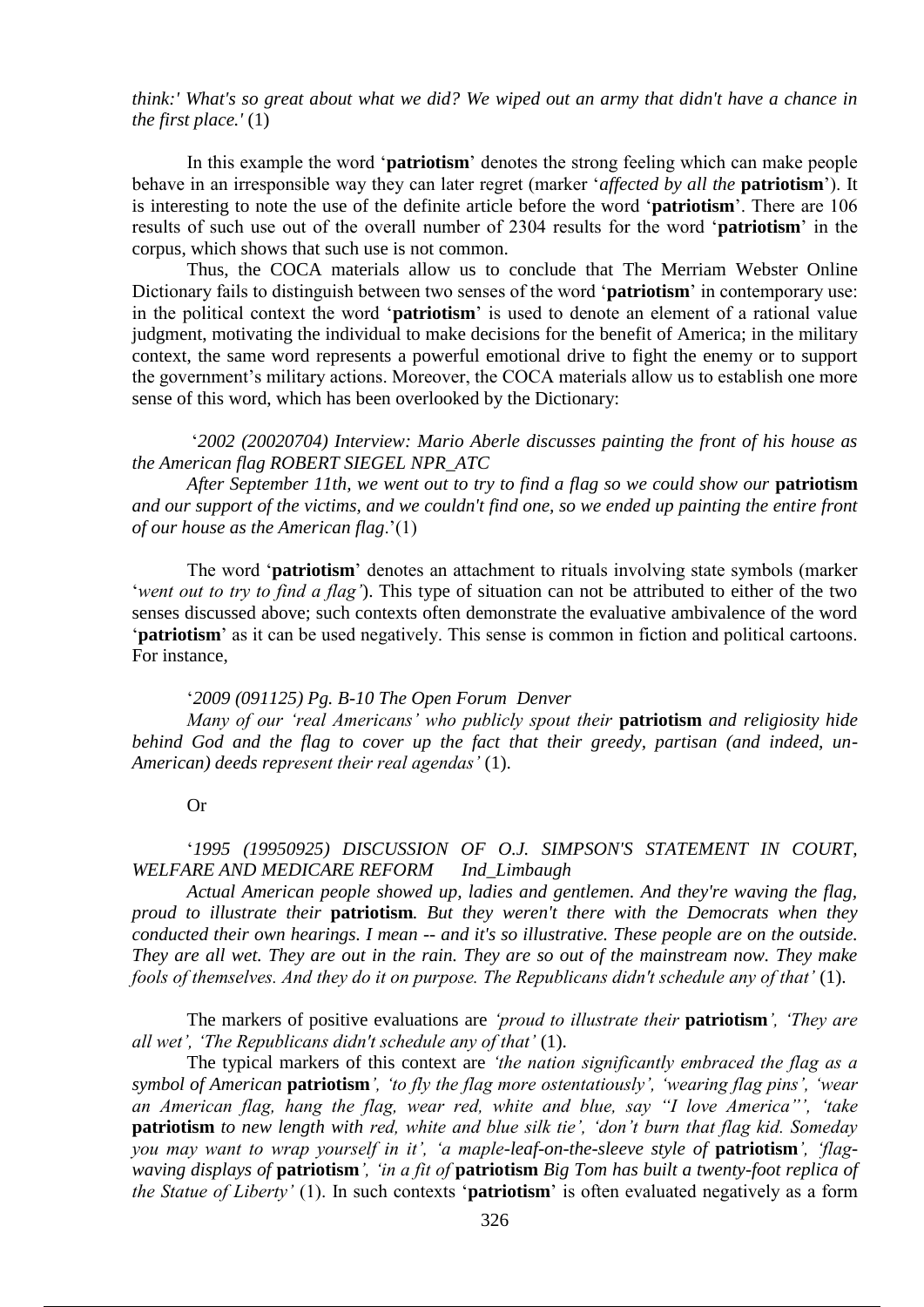*think:' What's so great about what we did? We wiped out an army that didn't have a chance in the first place.'* (1)

In this example the word '**patriotism**' denotes the strong feeling which can make people behave in an irresponsible way they can later regret (marker '*affected by all the* **patriotism**'). It is interesting to note the use of the definite article before the word '**patriotism**'. There are 106 results of such use out of the overall number of 2304 results for the word '**patriotism**' in the corpus, which shows that such use is not common.

Thus, the COCA materials allow us to conclude that The Merriam Webster Online Dictionary fails to distinguish between two senses of the word '**patriotism**' in contemporary use: in the political context the word '**patriotism**' is used to denote an element of a rational value judgment, motivating the individual to make decisions for the benefit of America; in the military context, the same word represents a powerful emotional drive to fight the enemy or to support the government's military actions. Moreover, the COCA materials allow us to establish one more sense of this word, which has been overlooked by the Dictionary:

'*2002 (20020704) Interview: Mario Aberle discusses painting the front of his house as the American flag ROBERT SIEGEL NPR_ATC*

*After September 11th, we went out to try to find a flag so we could show our* **patriotism** *and our support of the victims, and we couldn't find one, so we ended up painting the entire front of our house as the American flag*.'(1)

The word '**patriotism**' denotes an attachment to rituals involving state symbols (marker '*went out to try to find a flag'*). This type of situation can not be attributed to either of the two senses discussed above; such contexts often demonstrate the evaluative ambivalence of the word '**patriotism**' as it can be used negatively. This sense is common in fiction and political cartoons. For instance,

'*2009 (091125) Pg. B-10 The Open Forum Denver*

*Many of our 'real Americans' who publicly spout their* **patriotism** *and religiosity hide behind God and the flag to cover up the fact that their greedy, partisan (and indeed, un-American) deeds represent their real agendas'* (1).

Or

'*1995 (19950925) DISCUSSION OF O.J. SIMPSON'S STATEMENT IN COURT, WELFARE AND MEDICARE REFORM Ind_Limbaugh*

*Actual American people showed up, ladies and gentlemen. And they're waving the flag, proud to illustrate their* **patriotism***. But they weren't there with the Democrats when they conducted their own hearings. I mean -- and it's so illustrative. These people are on the outside. They are all wet. They are out in the rain. They are so out of the mainstream now. They make fools of themselves. And they do it on purpose. The Republicans didn't schedule any of that'* (1).

The markers of positive evaluations are *'proud to illustrate their* **patriotism***', 'They are all wet', 'The Republicans didn't schedule any of that'* (1).

The typical markers of this context are *'the nation significantly embraced the flag as a symbol of American* **patriotism***', 'to fly the flag more ostentatiously', 'wearing flag pins', 'wear an American flag, hang the flag, wear red, white and blue, say "I love America"', 'take* **patriotism** *to new length with red, white and blue silk tie', 'don't burn that flag kid. Someday you may want to wrap yourself in it', 'a maple-leaf-on-the-sleeve style of* **patriotism***', 'flag-waving displays of* **patriotism***', 'in a fit of* **patriotism** *Big Tom has built a twenty-foot replica of the Statue of Liberty'* (1). In such contexts '**patriotism**' is often evaluated negatively as a form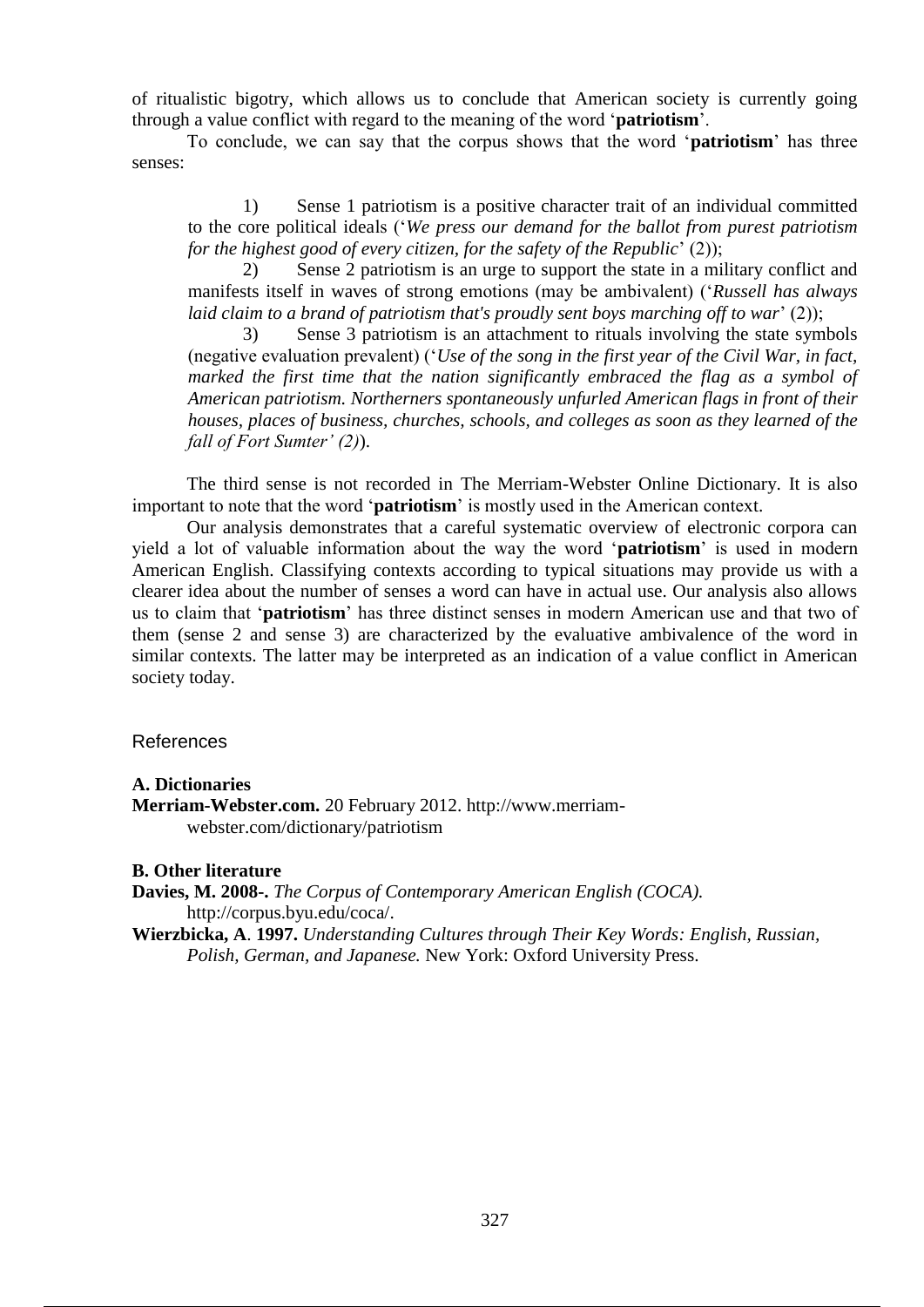of ritualistic bigotry, which allows us to conclude that American society is currently going through a value conflict with regard to the meaning of the word '**patriotism**'.

To conclude, we can say that the corpus shows that the word '**patriotism**' has three senses:

1) Sense 1 patriotism is a positive character trait of an individual committed to the core political ideals ('*We press our demand for the ballot from purest patriotism for the highest good of every citizen, for the safety of the Republic*' (2));

2) Sense 2 patriotism is an urge to support the state in a military conflict and manifests itself in waves of strong emotions (may be ambivalent) ('*Russell has always laid claim to a brand of patriotism that's proudly sent boys marching off to war*' (2));

3) Sense 3 patriotism is an attachment to rituals involving the state symbols (negative evaluation prevalent) ('*Use of the song in the first year of the Civil War, in fact, marked the first time that the nation significantly embraced the flag as a symbol of American patriotism. Northerners spontaneously unfurled American flags in front of their houses, places of business, churches, schools, and colleges as soon as they learned of the fall of Fort Sumter' (2)*).

The third sense is not recorded in The Merriam-Webster Online Dictionary. It is also important to note that the word '**patriotism**' is mostly used in the American context.

Our analysis demonstrates that a careful systematic overview of electronic corpora can yield a lot of valuable information about the way the word '**patriotism**' is used in modern American English. Classifying contexts according to typical situations may provide us with a clearer idea about the number of senses a word can have in actual use. Our analysis also allows us to claim that '**patriotism**' has three distinct senses in modern American use and that two of them (sense 2 and sense 3) are characterized by the evaluative ambivalence of the word in similar contexts. The latter may be interpreted as an indication of a value conflict in American society today.

## References

**A. Dictionaries**

**Merriam-Webster.com.** 20 February 2012. http://www.merriam-webster.com/dictionary/patriotism

**B. Other literature**

**Davies, M. 2008-.** *The Corpus of Contemporary American English (COCA).* http://corpus.byu.edu/coca/.

**Wierzbicka, A**. **1997.** *Understanding Cultures through Their Key Words: English, Russian, Polish, German, and Japanese.* New York: Oxford University Press.